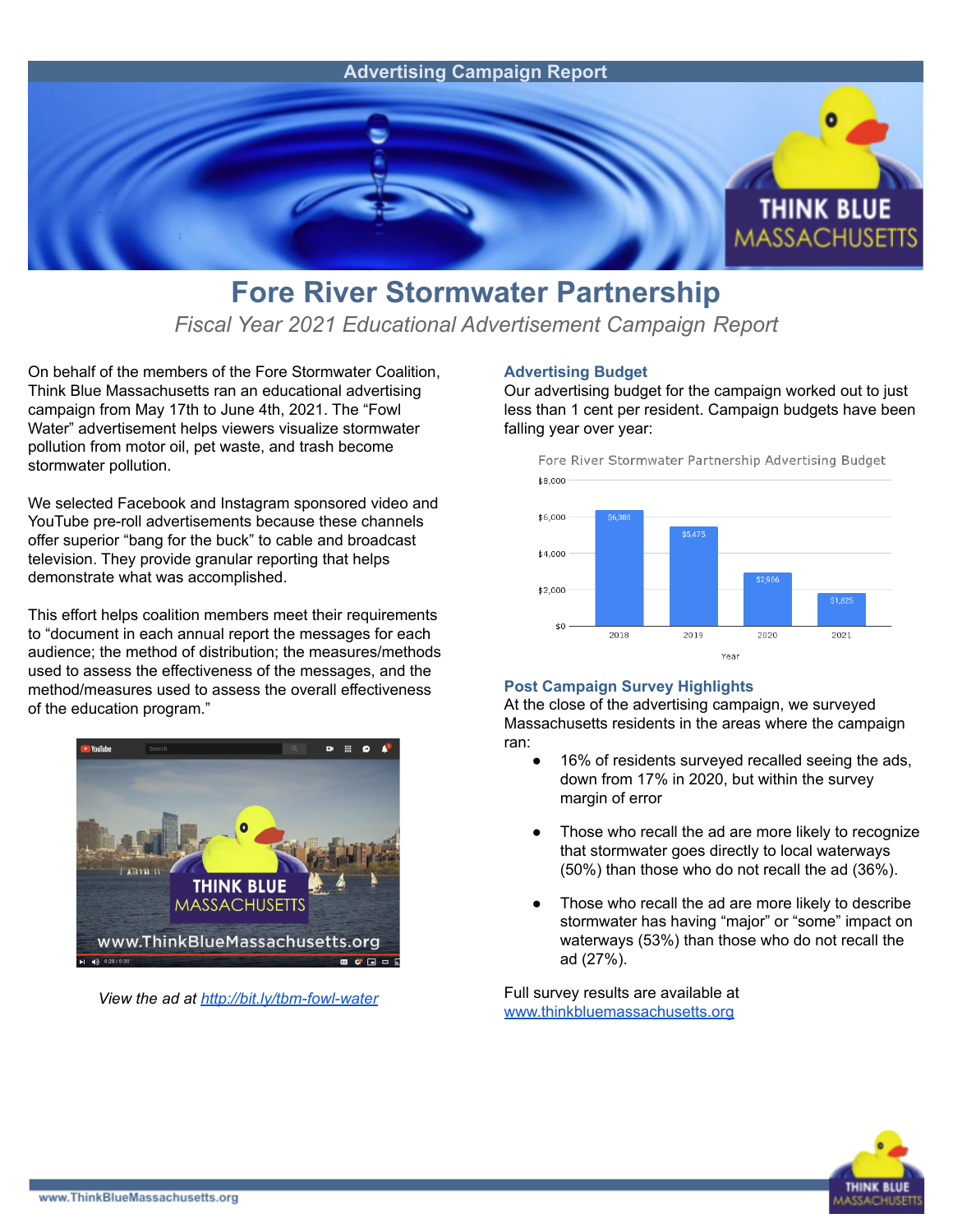Advertising Campaign Report

# Fore River Stormwater Partnership

*Fiscal Year 2021 Educational Advertisement Campaign Report*

On behalf of the members of the Fore Stormwater Coalition, Think Blue Massachusetts ran an educational advertising campaign from May 17th to June 4th, 2021. The "Fowl Water" advertisement helps viewers visualize stormwater pollution from motor oil, pet waste, and trash become stormwater pollution.

We selected Facebook and Instagram sponsored video and YouTube pre-roll advertisements because these channels offer superior "bang for the buck" to cable and broadcast television. They provide granular reporting that helps demonstrate what was accomplished.

This effort helps coalition members meet their requirements to "document in each annual report the messages for each audience; the method of distribution; the measures/methods used to assess the effectiveness of the messages, and the method/measures used to assess the overall effectiveness of the education program."

*View the ad at [http://bit.ly/tbm-fowl-water](http://bit.ly/tbm-fowl-water)*

### Advertising Budget

Our advertising budget for the campaign worked out to just less than 1 cent per resident. Campaign budgets have been falling year over year:

Fore River Stormwater Partnership Advertising Budget

| Year | Budget |
|---|---|
| 2018 | $6,388 |
| 2019 | $5,475 |
| 2020 | $2,966 |
| 2021 | $1,825 |

### Post Campaign Survey Highlights

At the close of the advertising campaign, we surveyed Massachusetts residents in the areas where the campaign ran:

- 16% of residents surveyed recalled seeing the ads, down from 17% in 2020, but within the survey margin of error
- Those who recall the ad are more likely to recognize that stormwater goes directly to local waterways (50%) than those who do not recall the ad (36%).
- Those who recall the ad are more likely to describe stormwater has having "major" or "some" impact on waterways (53%) than those who do not recall the ad (27%).

Full survey results are available at [www.thinkbluemassachusetts.org](www.thinkbluemassachusetts.org)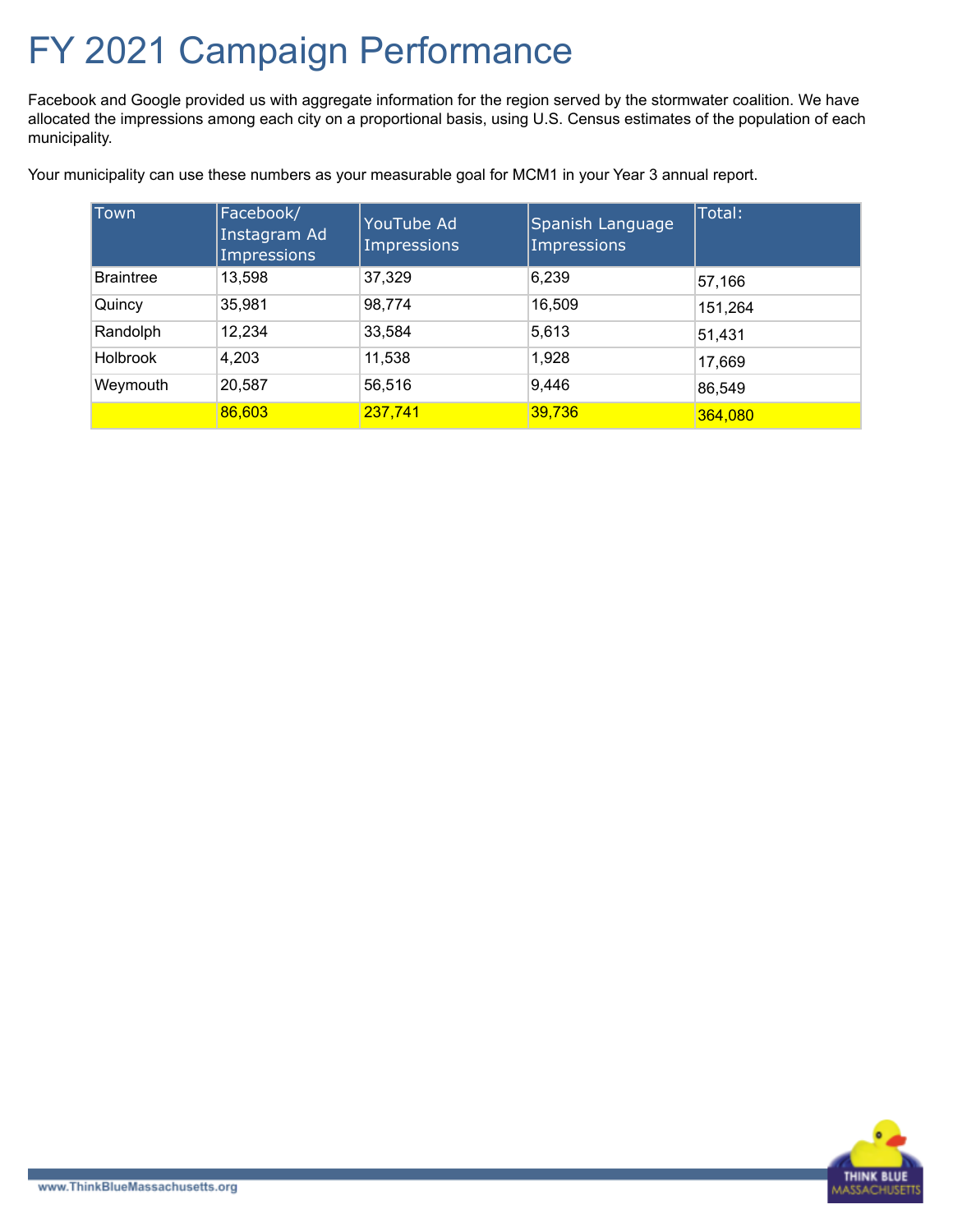# FY 2021 Campaign Performance

Facebook and Google provided us with aggregate information for the region served by the stormwater coalition. We have allocated the impressions among each city on a proportional basis, using U.S. Census estimates of the population of each municipality.

Your municipality can use these numbers as your measurable goal for MCM1 in your Year 3 annual report.

| Town | Facebook/ Instagram Ad Impressions | YouTube Ad Impressions | Spanish Language Impressions | Total: |
|---|---|---|---|---|
| Braintree | 13,598 | 37,329 | 6,239 | 57,166 |
| Quincy | 35,981 | 98,774 | 16,509 | 151,264 |
| Randolph | 12,234 | 33,584 | 5,613 | 51,431 |
| Holbrook | 4,203 | 11,538 | 1,928 | 17,669 |
| Weymouth | 20,587 | 56,516 | 9,446 | 86,549 |
| | 86,603 | 237,741 | 39,736 | 364,080 |

www.ThinkBlueMassachusetts.org